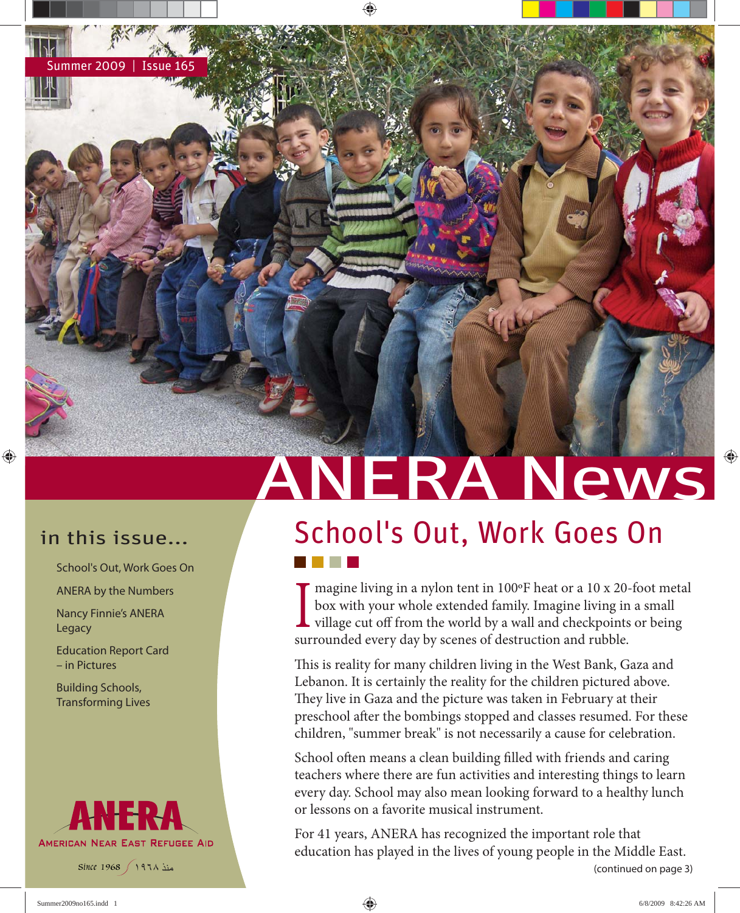Summer 2009 | Issue 165

# ANERA News

## in this issue...

- School's Out, Work Goes On
- ANERA by the Numbers
- Nancy Finnie's ANERA Legacy
- Education Report Card – in Pictures
- Building Schools, Transforming Lives

**ANERA**
AMERICAN NEAR EAST REFUGEE AID
Since 1968 / منذ ١٩٦٨

## School's Out, Work Goes On

Imagine living in a nylon tent in 100ºF heat or a 10 x 20-foot metal box with your whole extended family. Imagine living in a small village cut off from the world by a wall and checkpoints or being surrounded every day by scenes of destruction and rubble.

This is reality for many children living in the West Bank, Gaza and Lebanon. It is certainly the reality for the children pictured above. They live in Gaza and the picture was taken in February at their preschool after the bombings stopped and classes resumed. For these children, "summer break" is not necessarily a cause for celebration.

School often means a clean building filled with friends and caring teachers where there are fun activities and interesting things to learn every day. School may also mean looking forward to a healthy lunch or lessons on a favorite musical instrument.

For 41 years, ANERA has recognized the important role that education has played in the lives of young people in the Middle East.

(continued on page 3)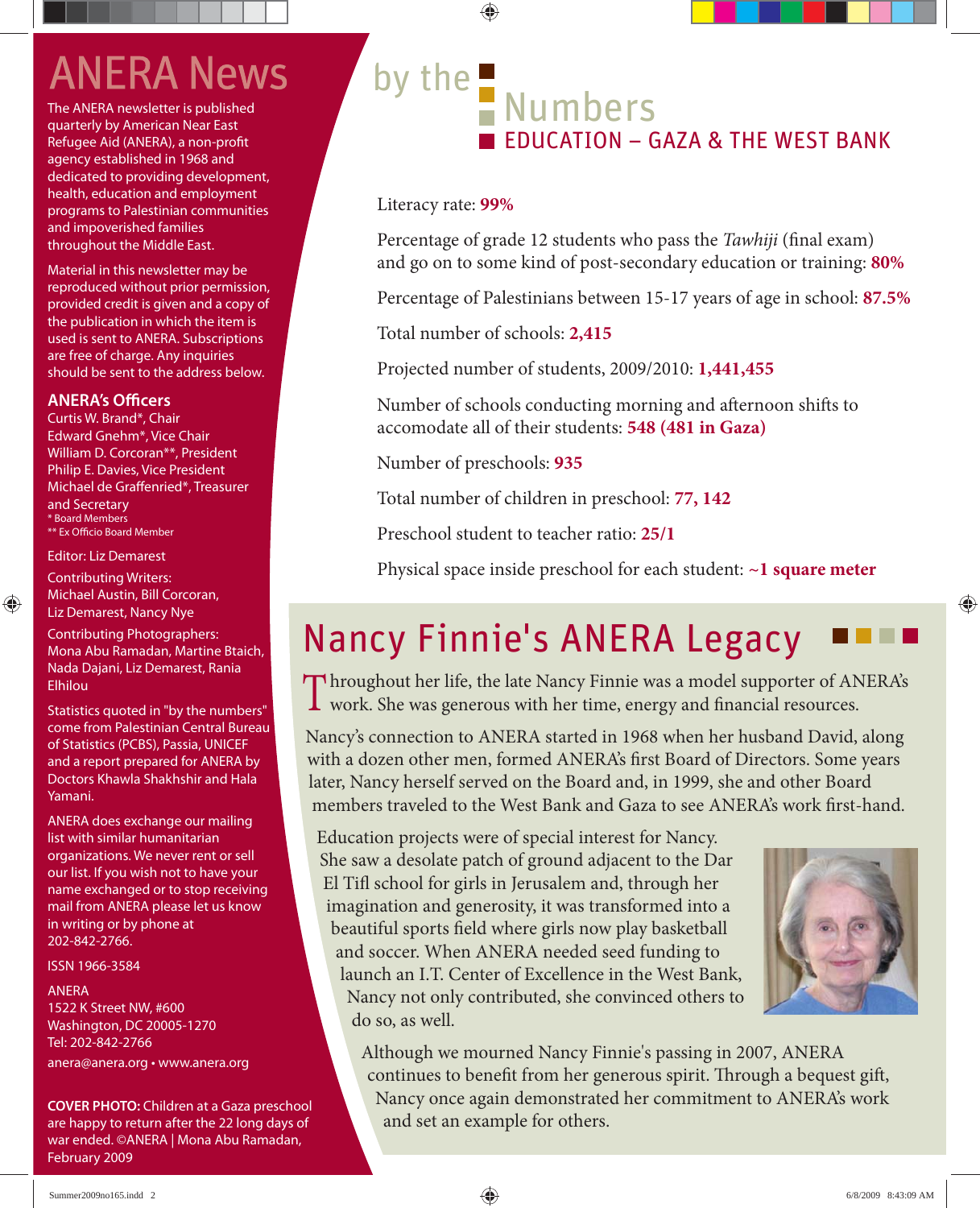# ANERA News

The ANERA newsletter is published quarterly by American Near East Refugee Aid (ANERA), a non-profit agency established in 1968 and dedicated to providing development, health, education and employment programs to Palestinian communities and impoverished families throughout the Middle East.

Material in this newsletter may be reproduced without prior permission, provided credit is given and a copy of the publication in which the item is used is sent to ANERA. Subscriptions are free of charge. Any inquiries should be sent to the address below.

**ANERA's Officers**

Curtis W. Brand*, Chair
Edward Gnehm*, Vice Chair
William D. Corcoran**, President
Philip E. Davies, Vice President
Michael de Graffenried*, Treasurer and Secretary
* Board Members
** Ex Officio Board Member

Editor: Liz Demarest

Contributing Writers:
Michael Austin, Bill Corcoran, Liz Demarest, Nancy Nye

Contributing Photographers:
Mona Abu Ramadan, Martine Btaich, Nada Dajani, Liz Demarest, Rania Elhilou

Statistics quoted in "by the numbers" come from Palestinian Central Bureau of Statistics (PCBS), Passia, UNICEF and a report prepared for ANERA by Doctors Khawla Shakhshir and Hala Yamani.

ANERA does exchange our mailing list with similar humanitarian organizations. We never rent or sell our list. If you wish not to have your name exchanged or to stop receiving mail from ANERA please let us know in writing or by phone at 202-842-2766.

ISSN 1966-3584

ANERA
1522 K Street NW, #600
Washington, DC 20005-1270
Tel: 202-842-2766
anera@anera.org • www.anera.org

**COVER PHOTO:** Children at a Gaza preschool are happy to return after the 22 long days of war ended. ©ANERA | Mona Abu Ramadan, February 2009

# by the Numbers

## EDUCATION – GAZA & THE WEST BANK

Literacy rate: **99%**

Percentage of grade 12 students who pass the *Tawhiji* (final exam) and go on to some kind of post-secondary education or training: **80%**

Percentage of Palestinians between 15-17 years of age in school: **87.5%**

Total number of schools: **2,415**

Projected number of students, 2009/2010: **1,441,455**

Number of schools conducting morning and afternoon shifts to accomodate all of their students: **548 (481 in Gaza)**

Number of preschools: **935**

Total number of children in preschool: **77, 142**

Preschool student to teacher ratio: **25/1**

Physical space inside preschool for each student: **~1 square meter**

# Nancy Finnie's ANERA Legacy

Throughout her life, the late Nancy Finnie was a model supporter of ANERA's work. She was generous with her time, energy and financial resources.

Nancy's connection to ANERA started in 1968 when her husband David, along with a dozen other men, formed ANERA's first Board of Directors. Some years later, Nancy herself served on the Board and, in 1999, she and other Board members traveled to the West Bank and Gaza to see ANERA's work first-hand.

Education projects were of special interest for Nancy. She saw a desolate patch of ground adjacent to the Dar El Tifl school for girls in Jerusalem and, through her imagination and generosity, it was transformed into a beautiful sports field where girls now play basketball and soccer. When ANERA needed seed funding to launch an I.T. Center of Excellence in the West Bank, Nancy not only contributed, she convinced others to do so, as well.

Although we mourned Nancy Finnie's passing in 2007, ANERA continues to benefit from her generous spirit. Through a bequest gift, Nancy once again demonstrated her commitment to ANERA's work and set an example for others.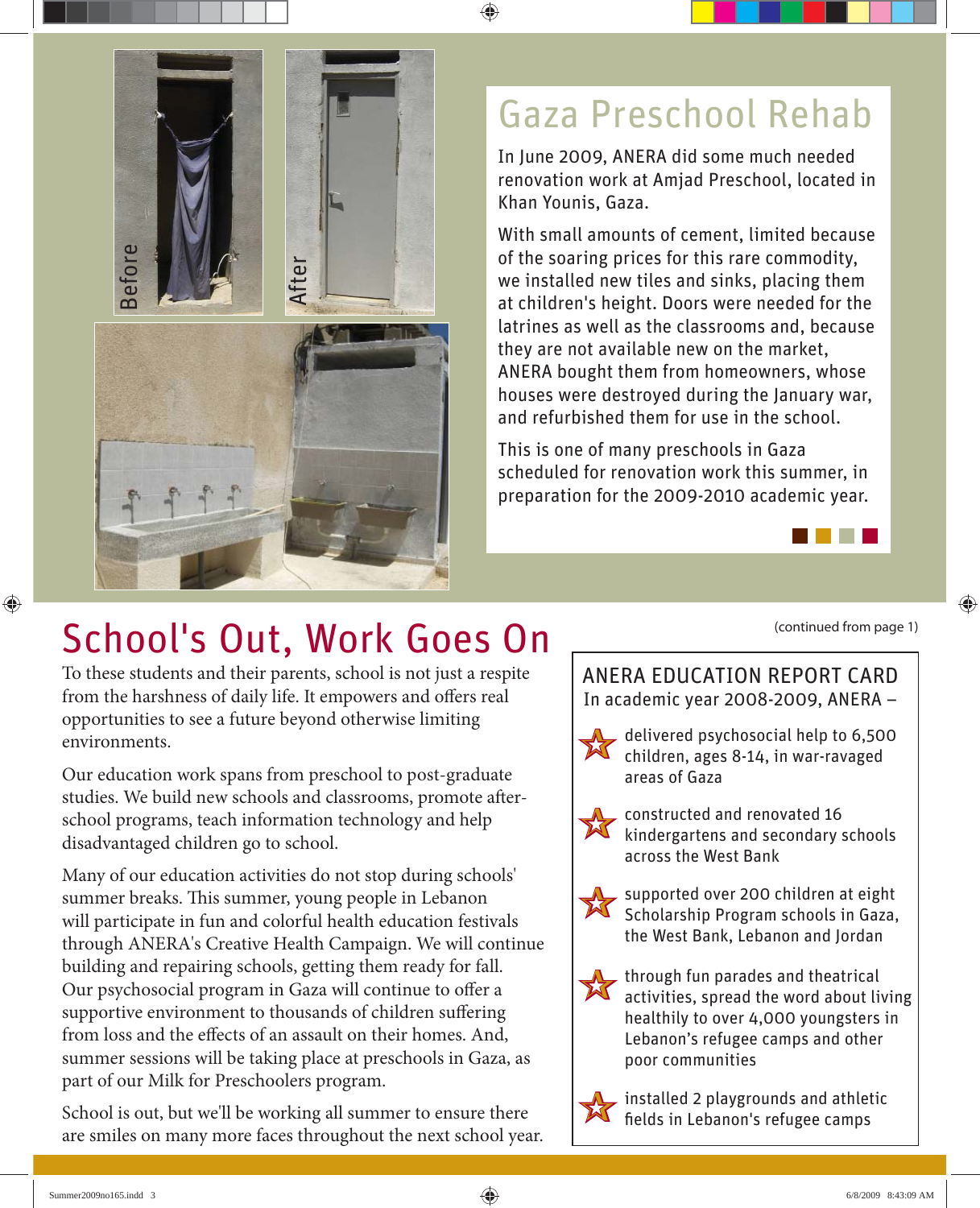Before

After

## Gaza Preschool Rehab

In June 2009, ANERA did some much needed renovation work at Amjad Preschool, located in Khan Younis, Gaza.

With small amounts of cement, limited because of the soaring prices for this rare commodity, we installed new tiles and sinks, placing them at children's height. Doors were needed for the latrines as well as the classrooms and, because they are not available new on the market, ANERA bought them from homeowners, whose houses were destroyed during the January war, and refurbished them for use in the school.

This is one of many preschools in Gaza scheduled for renovation work this summer, in preparation for the 2009-2010 academic year.

## School's Out, Work Goes On

(continued from page 1)

To these students and their parents, school is not just a respite from the harshness of daily life. It empowers and offers real opportunities to see a future beyond otherwise limiting environments.

Our education work spans from preschool to post-graduate studies. We build new schools and classrooms, promote after-school programs, teach information technology and help disadvantaged children go to school.

Many of our education activities do not stop during schools' summer breaks. This summer, young people in Lebanon will participate in fun and colorful health education festivals through ANERA's Creative Health Campaign. We will continue building and repairing schools, getting them ready for fall. Our psychosocial program in Gaza will continue to offer a supportive environment to thousands of children suffering from loss and the effects of an assault on their homes. And, summer sessions will be taking place at preschools in Gaza, as part of our Milk for Preschoolers program.

School is out, but we'll be working all summer to ensure there are smiles on many more faces throughout the next school year.

### ANERA EDUCATION REPORT CARD

In academic year 2008-2009, ANERA –

- delivered psychosocial help to 6,500 children, ages 8-14, in war-ravaged areas of Gaza
- constructed and renovated 16 kindergartens and secondary schools across the West Bank
- supported over 200 children at eight Scholarship Program schools in Gaza, the West Bank, Lebanon and Jordan
- through fun parades and theatrical activities, spread the word about living healthily to over 4,000 youngsters in Lebanon's refugee camps and other poor communities
- installed 2 playgrounds and athletic fields in Lebanon's refugee camps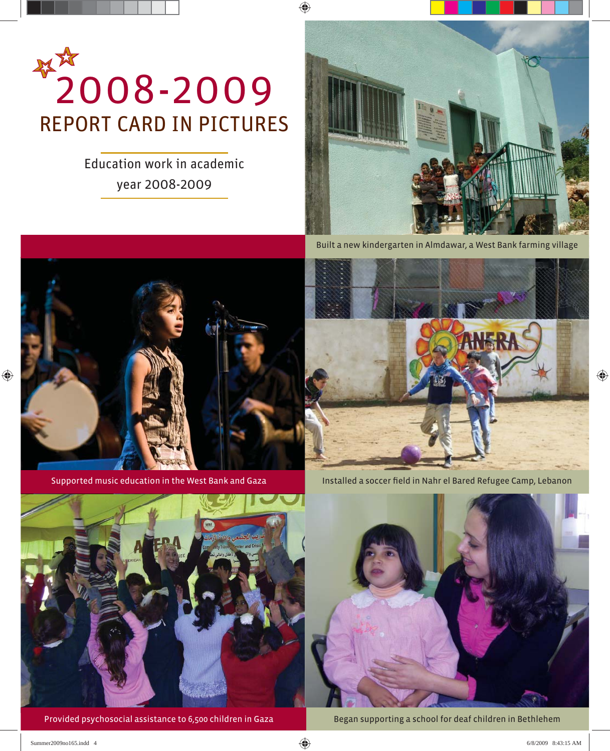# 2008-2009

## REPORT CARD IN PICTURES

Education work in academic year 2008-2009

Built a new kindergarten in Almdawar, a West Bank farming village

Supported music education in the West Bank and Gaza

Installed a soccer field in Nahr el Bared Refugee Camp, Lebanon

Provided psychosocial assistance to 6,500 children in Gaza

Began supporting a school for deaf children in Bethlehem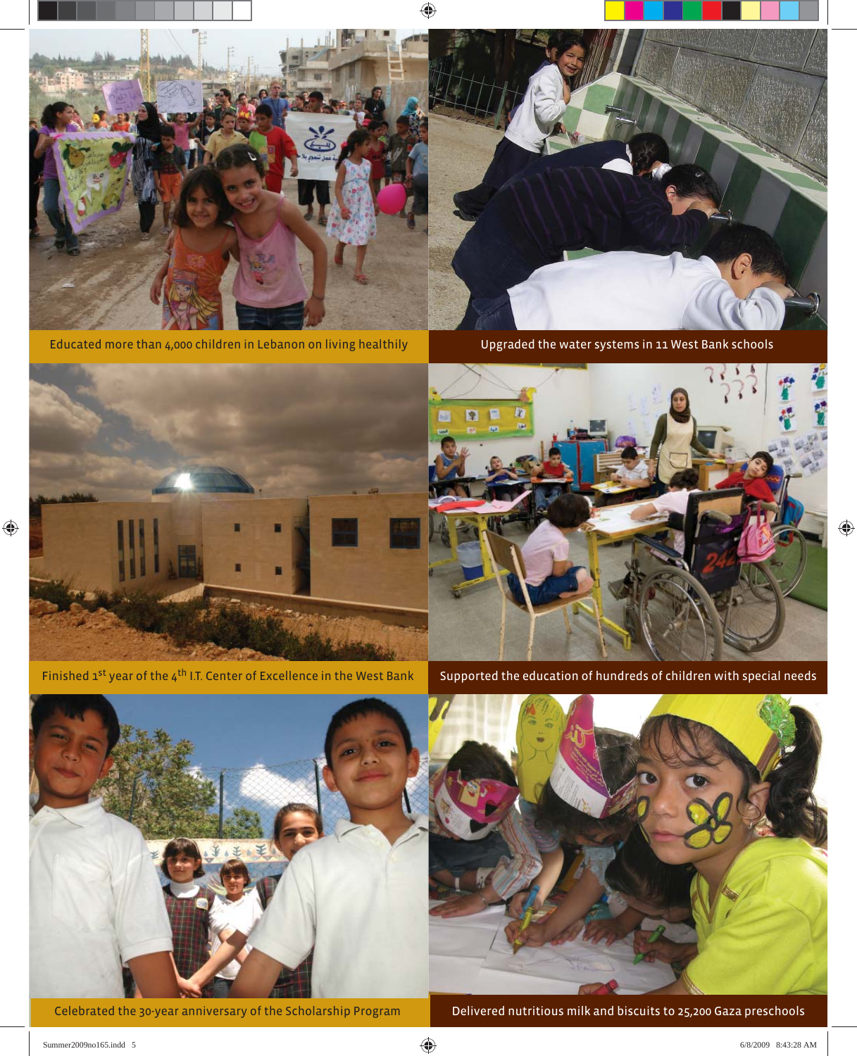Educated more than 4,000 children in Lebanon on living healthily

Upgraded the water systems in 11 West Bank schools

Finished 1st year of the 4th I.T. Center of Excellence in the West Bank

Supported the education of hundreds of children with special needs

Celebrated the 30-year anniversary of the Scholarship Program

Delivered nutritious milk and biscuits to 25,200 Gaza preschools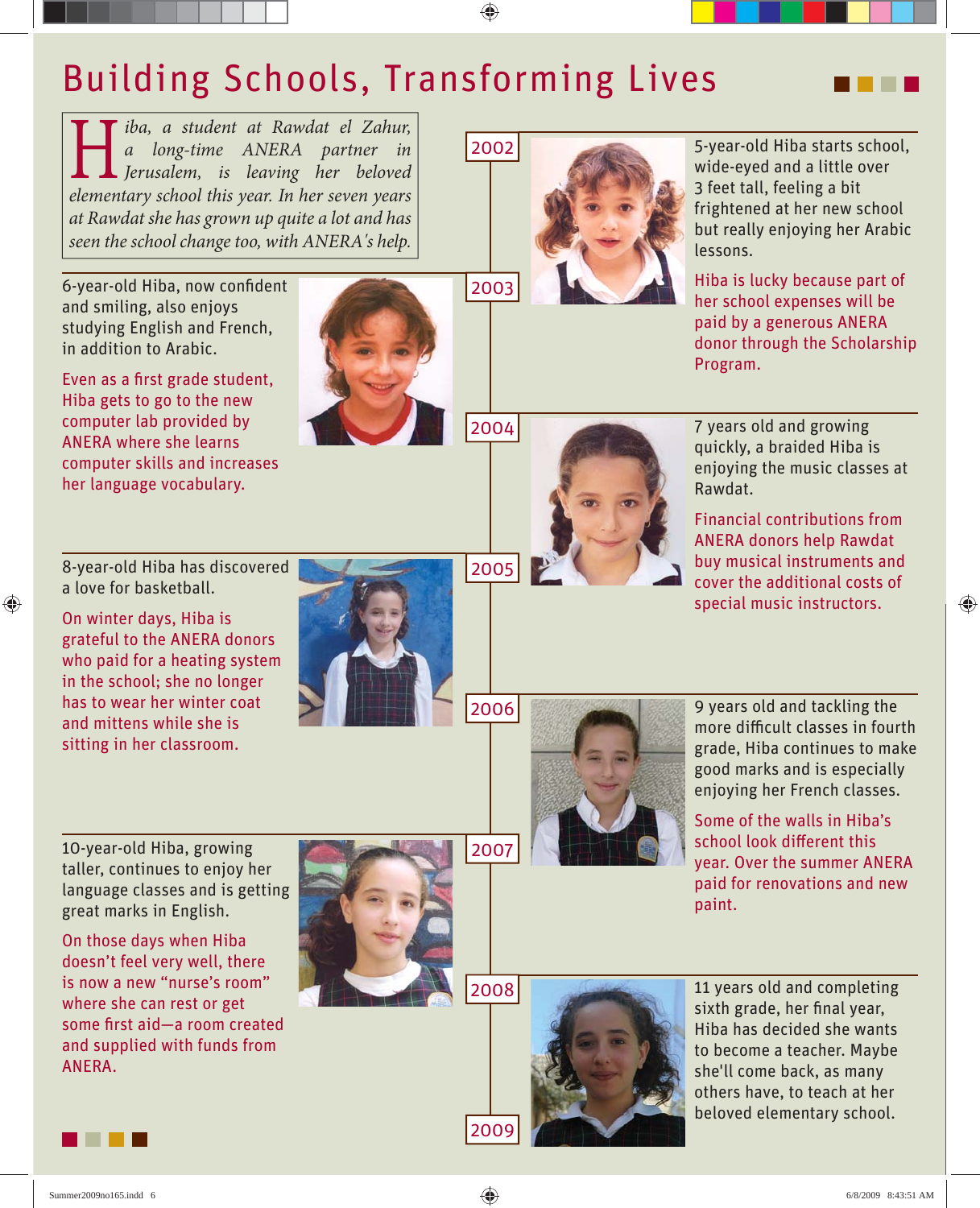# Building Schools, Transforming Lives

*Hiba, a student at Rawdat el Zahur, a long-time ANERA partner in Jerusalem, is leaving her beloved elementary school this year. In her seven years at Rawdat she has grown up quite a lot and has seen the school change too, with ANERA's help.*

**2002**

5-year-old Hiba starts school, wide-eyed and a little over 3 feet tall, feeling a bit frightened at her new school but really enjoying her Arabic lessons.

Hiba is lucky because part of her school expenses will be paid by a generous ANERA donor through the Scholarship Program.

**2003**

6-year-old Hiba, now confident and smiling, also enjoys studying English and French, in addition to Arabic.

Even as a first grade student, Hiba gets to go to the new computer lab provided by ANERA where she learns computer skills and increases her language vocabulary.

**2004**

7 years old and growing quickly, a braided Hiba is enjoying the music classes at Rawdat.

Financial contributions from ANERA donors help Rawdat buy musical instruments and cover the additional costs of special music instructors.

**2005**

8-year-old Hiba has discovered a love for basketball.

On winter days, Hiba is grateful to the ANERA donors who paid for a heating system in the school; she no longer has to wear her winter coat and mittens while she is sitting in her classroom.

**2006**

9 years old and tackling the more difficult classes in fourth grade, Hiba continues to make good marks and is especially enjoying her French classes.

Some of the walls in Hiba's school look different this year. Over the summer ANERA paid for renovations and new paint.

**2007**

10-year-old Hiba, growing taller, continues to enjoy her language classes and is getting great marks in English.

On those days when Hiba doesn't feel very well, there is now a new "nurse's room" where she can rest or get some first aid—a room created and supplied with funds from ANERA.

**2008**

11 years old and completing sixth grade, her final year, Hiba has decided she wants to become a teacher. Maybe she'll come back, as many others have, to teach at her beloved elementary school.

**2009**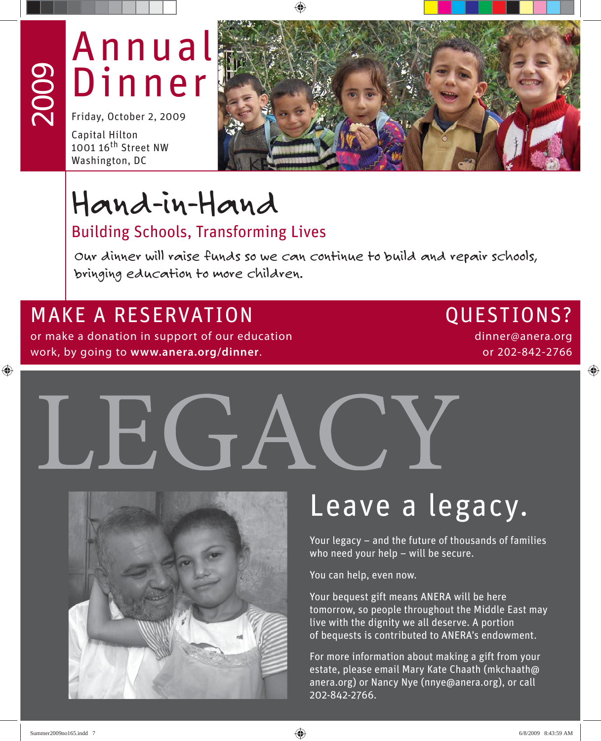2009

# Annual Dinner

Friday, October 2, 2009

Capital Hilton
1001 16th Street NW
Washington, DC

# Hand-in-Hand

## Building Schools, Transforming Lives

Our dinner will raise funds so we can continue to build and repair schools, bringing education to more children.

## MAKE A RESERVATION

or make a donation in support of our education work, by going to **www.anera.org/dinner**.

## QUESTIONS?

dinner@anera.org
or 202-842-2766

# LEGACY

## Leave a legacy.

Your legacy – and the future of thousands of families who need your help – will be secure.

You can help, even now.

Your bequest gift means ANERA will be here tomorrow, so people throughout the Middle East may live with the dignity we all deserve. A portion of bequests is contributed to ANERA's endowment.

For more information about making a gift from your estate, please email Mary Kate Chaath (mkchaath@anera.org) or Nancy Nye (nnye@anera.org), or call 202-842-2766.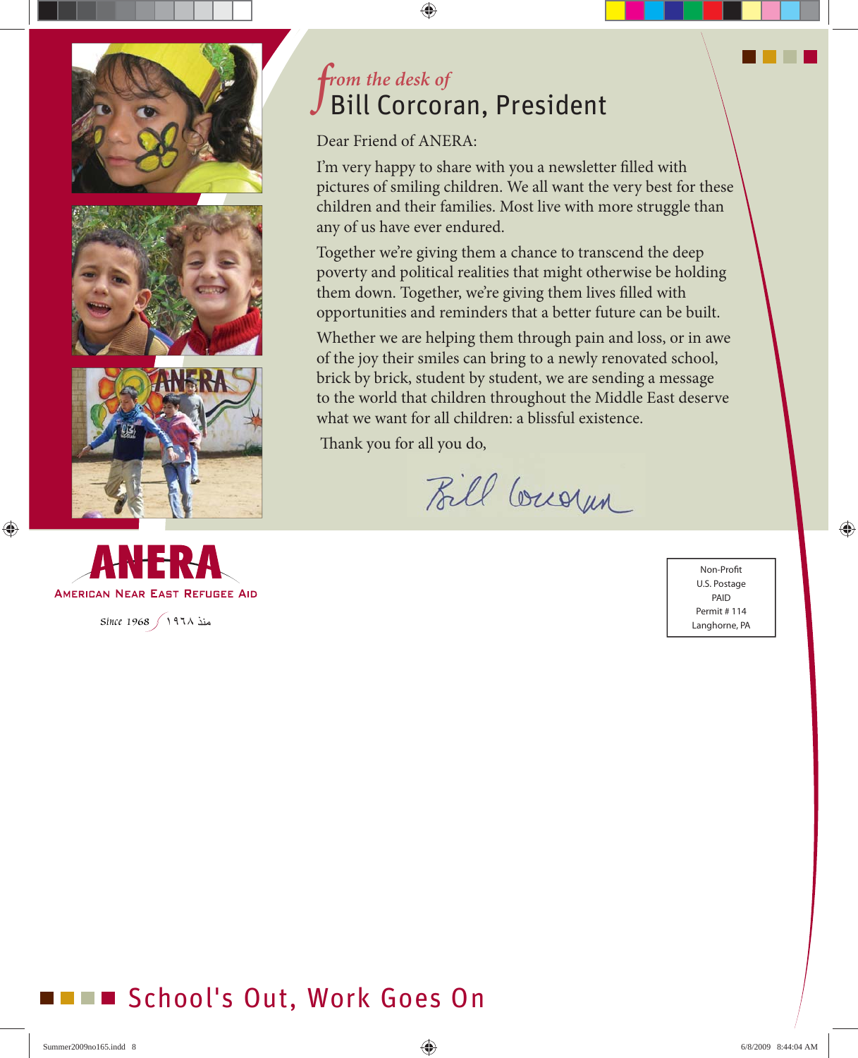## *from the desk of* Bill Corcoran, President

Dear Friend of ANERA:

I'm very happy to share with you a newsletter filled with pictures of smiling children. We all want the very best for these children and their families. Most live with more struggle than any of us have ever endured.

Together we're giving them a chance to transcend the deep poverty and political realities that might otherwise be holding them down. Together, we're giving them lives filled with opportunities and reminders that a better future can be built.

Whether we are helping them through pain and loss, or in awe of the joy their smiles can bring to a newly renovated school, brick by brick, student by student, we are sending a message to the world that children throughout the Middle East deserve what we want for all children: a blissful existence.

Thank you for all you do,

Bill Corcoran

**ANERA**

AMERICAN NEAR EAST REFUGEE AID

*Since 1968* منذ ١٩٦٨

Non-Profit
U.S. Postage
PAID
Permit # 114
Langhorne, PA

## School's Out, Work Goes On